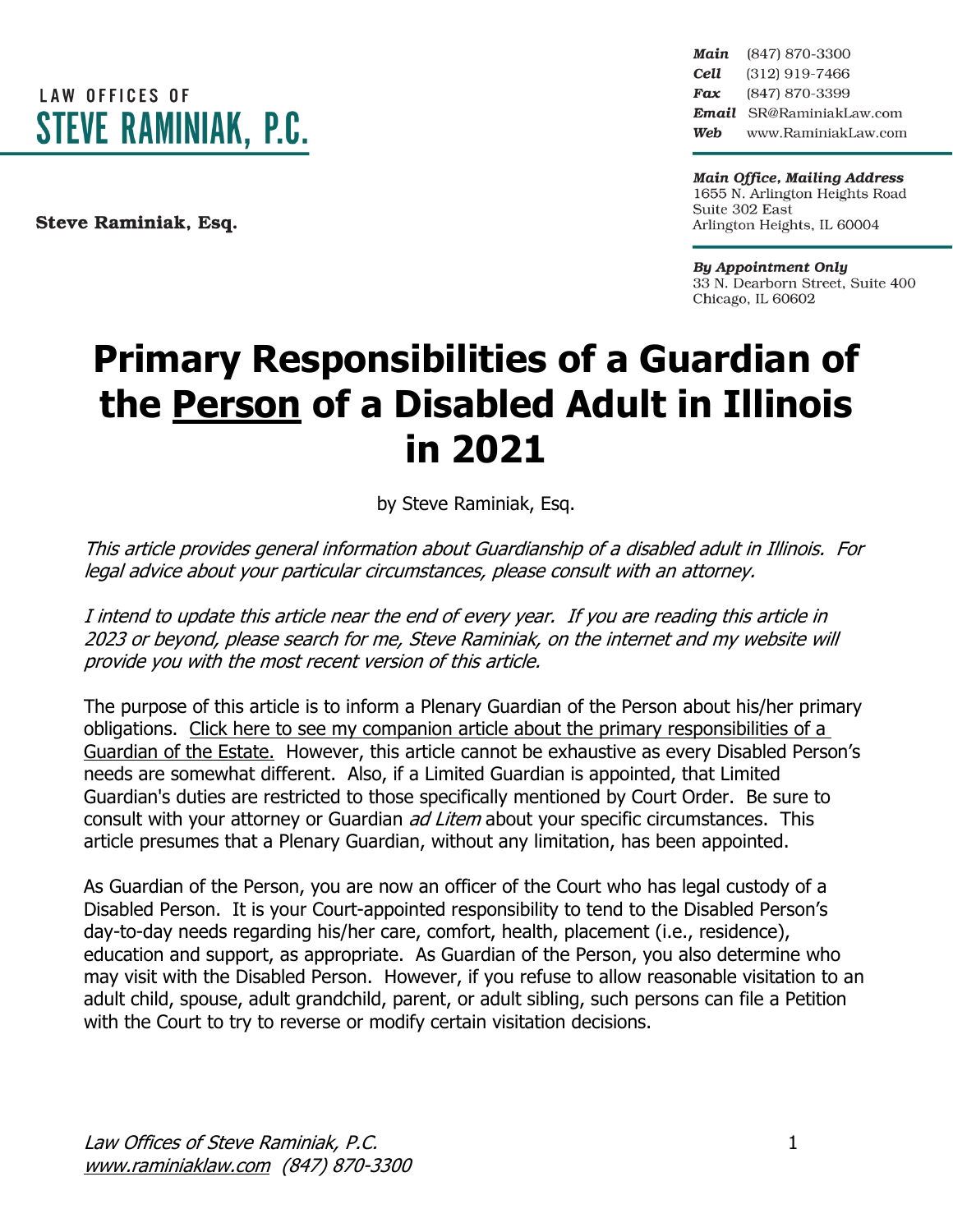LAW OFFICES OF
**STEVE RAMINIAK, P.C.**

**Steve Raminiak, Esq.**

***Main*** (847) 870-3300
***Cell*** (312) 919-7466
***Fax*** (847) 870-3399
***Email*** SR@RaminiakLaw.com
***Web*** www.RaminiakLaw.com

***Main Office, Mailing Address***
1655 N. Arlington Heights Road
Suite 302 East
Arlington Heights, IL 60004

***By Appointment Only***
33 N. Dearborn Street, Suite 400
Chicago, IL 60602

# Primary Responsibilities of a Guardian of the Person of a Disabled Adult in Illinois in 2021

by Steve Raminiak, Esq.

*This article provides general information about Guardianship of a disabled adult in Illinois. For legal advice about your particular circumstances, please consult with an attorney.*

*I intend to update this article near the end of every year. If you are reading this article in 2023 or beyond, please search for me, Steve Raminiak, on the internet and my website will provide you with the most recent version of this article.*

The purpose of this article is to inform a Plenary Guardian of the Person about his/her primary obligations. Click here to see my companion article about the primary responsibilities of a Guardian of the Estate. However, this article cannot be exhaustive as every Disabled Person's needs are somewhat different. Also, if a Limited Guardian is appointed, that Limited Guardian's duties are restricted to those specifically mentioned by Court Order. Be sure to consult with your attorney or Guardian *ad Litem* about your specific circumstances. This article presumes that a Plenary Guardian, without any limitation, has been appointed.

As Guardian of the Person, you are now an officer of the Court who has legal custody of a Disabled Person. It is your Court-appointed responsibility to tend to the Disabled Person's day-to-day needs regarding his/her care, comfort, health, placement (i.e., residence), education and support, as appropriate. As Guardian of the Person, you also determine who may visit with the Disabled Person. However, if you refuse to allow reasonable visitation to an adult child, spouse, adult grandchild, parent, or adult sibling, such persons can file a Petition with the Court to try to reverse or modify certain visitation decisions.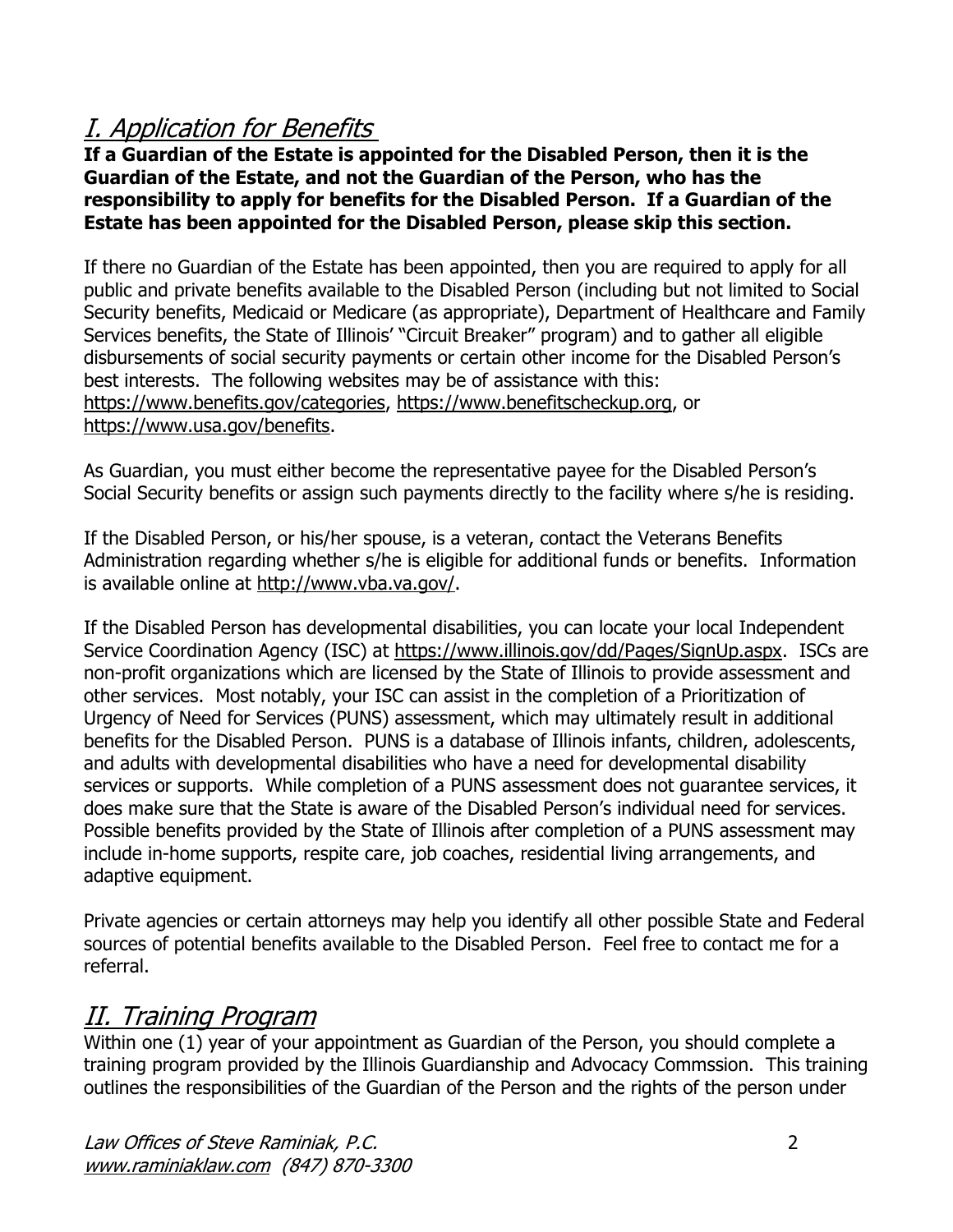## *I. Application for Benefits*

**If a Guardian of the Estate is appointed for the Disabled Person, then it is the Guardian of the Estate, and not the Guardian of the Person, who has the responsibility to apply for benefits for the Disabled Person. If a Guardian of the Estate has been appointed for the Disabled Person, please skip this section.**

If there no Guardian of the Estate has been appointed, then you are required to apply for all public and private benefits available to the Disabled Person (including but not limited to Social Security benefits, Medicaid or Medicare (as appropriate), Department of Healthcare and Family Services benefits, the State of Illinois' "Circuit Breaker" program) and to gather all eligible disbursements of social security payments or certain other income for the Disabled Person's best interests. The following websites may be of assistance with this: https://www.benefits.gov/categories, https://www.benefitscheckup.org, or https://www.usa.gov/benefits.

As Guardian, you must either become the representative payee for the Disabled Person's Social Security benefits or assign such payments directly to the facility where s/he is residing.

If the Disabled Person, or his/her spouse, is a veteran, contact the Veterans Benefits Administration regarding whether s/he is eligible for additional funds or benefits. Information is available online at http://www.vba.va.gov/.

If the Disabled Person has developmental disabilities, you can locate your local Independent Service Coordination Agency (ISC) at https://www.illinois.gov/dd/Pages/SignUp.aspx. ISCs are non-profit organizations which are licensed by the State of Illinois to provide assessment and other services. Most notably, your ISC can assist in the completion of a Prioritization of Urgency of Need for Services (PUNS) assessment, which may ultimately result in additional benefits for the Disabled Person. PUNS is a database of Illinois infants, children, adolescents, and adults with developmental disabilities who have a need for developmental disability services or supports. While completion of a PUNS assessment does not guarantee services, it does make sure that the State is aware of the Disabled Person's individual need for services. Possible benefits provided by the State of Illinois after completion of a PUNS assessment may include in-home supports, respite care, job coaches, residential living arrangements, and adaptive equipment.

Private agencies or certain attorneys may help you identify all other possible State and Federal sources of potential benefits available to the Disabled Person. Feel free to contact me for a referral.

## *II. Training Program*

Within one (1) year of your appointment as Guardian of the Person, you should complete a training program provided by the Illinois Guardianship and Advocacy Commssion. This training outlines the responsibilities of the Guardian of the Person and the rights of the person under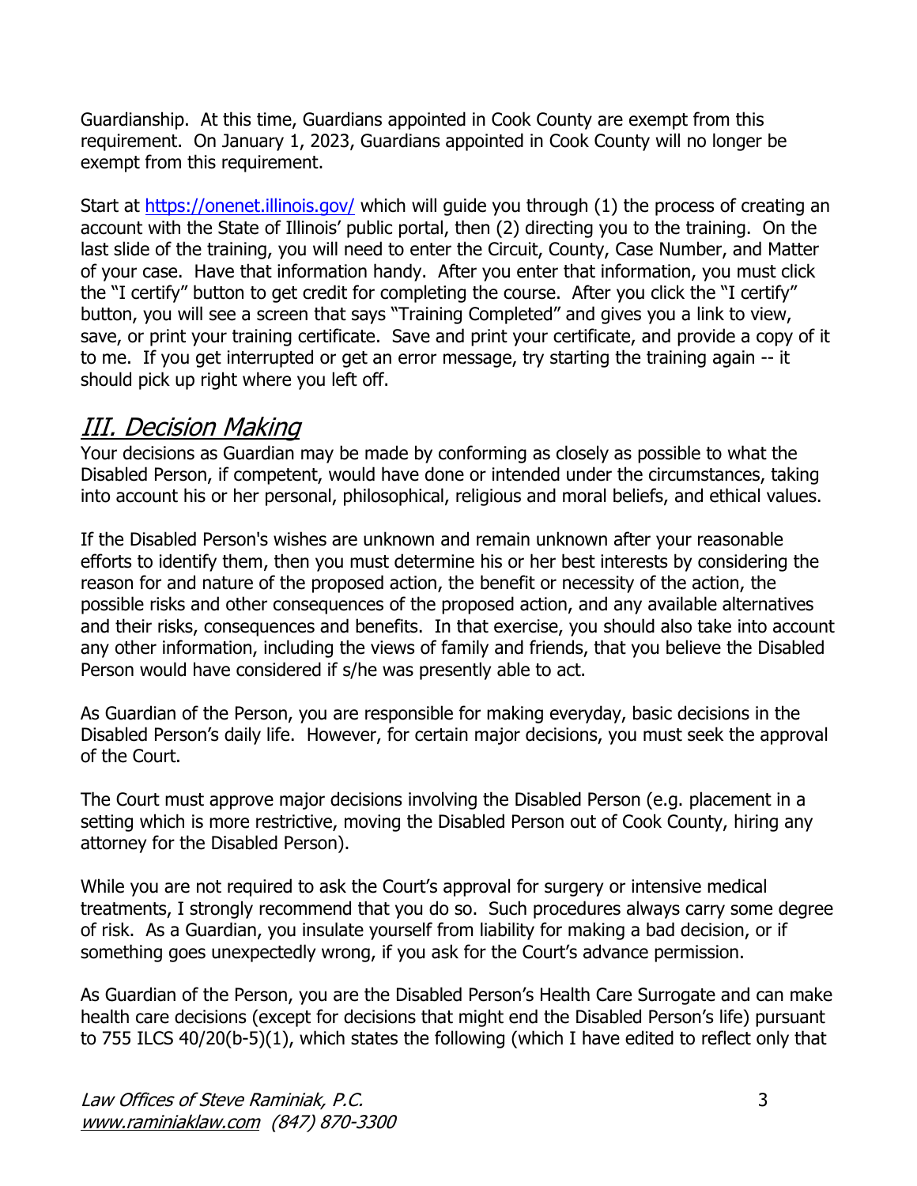Guardianship. At this time, Guardians appointed in Cook County are exempt from this requirement. On January 1, 2023, Guardians appointed in Cook County will no longer be exempt from this requirement.

Start at [https://onenet.illinois.gov/](https://onenet.illinois.gov/) which will guide you through (1) the process of creating an account with the State of Illinois' public portal, then (2) directing you to the training. On the last slide of the training, you will need to enter the Circuit, County, Case Number, and Matter of your case. Have that information handy. After you enter that information, you must click the "I certify" button to get credit for completing the course. After you click the "I certify" button, you will see a screen that says "Training Completed" and gives you a link to view, save, or print your training certificate. Save and print your certificate, and provide a copy of it to me. If you get interrupted or get an error message, try starting the training again -- it should pick up right where you left off.

## *III. Decision Making*

Your decisions as Guardian may be made by conforming as closely as possible to what the Disabled Person, if competent, would have done or intended under the circumstances, taking into account his or her personal, philosophical, religious and moral beliefs, and ethical values.

If the Disabled Person's wishes are unknown and remain unknown after your reasonable efforts to identify them, then you must determine his or her best interests by considering the reason for and nature of the proposed action, the benefit or necessity of the action, the possible risks and other consequences of the proposed action, and any available alternatives and their risks, consequences and benefits. In that exercise, you should also take into account any other information, including the views of family and friends, that you believe the Disabled Person would have considered if s/he was presently able to act.

As Guardian of the Person, you are responsible for making everyday, basic decisions in the Disabled Person's daily life. However, for certain major decisions, you must seek the approval of the Court.

The Court must approve major decisions involving the Disabled Person (e.g. placement in a setting which is more restrictive, moving the Disabled Person out of Cook County, hiring any attorney for the Disabled Person).

While you are not required to ask the Court's approval for surgery or intensive medical treatments, I strongly recommend that you do so. Such procedures always carry some degree of risk. As a Guardian, you insulate yourself from liability for making a bad decision, or if something goes unexpectedly wrong, if you ask for the Court's advance permission.

As Guardian of the Person, you are the Disabled Person's Health Care Surrogate and can make health care decisions (except for decisions that might end the Disabled Person's life) pursuant to 755 ILCS 40/20(b-5)(1), which states the following (which I have edited to reflect only that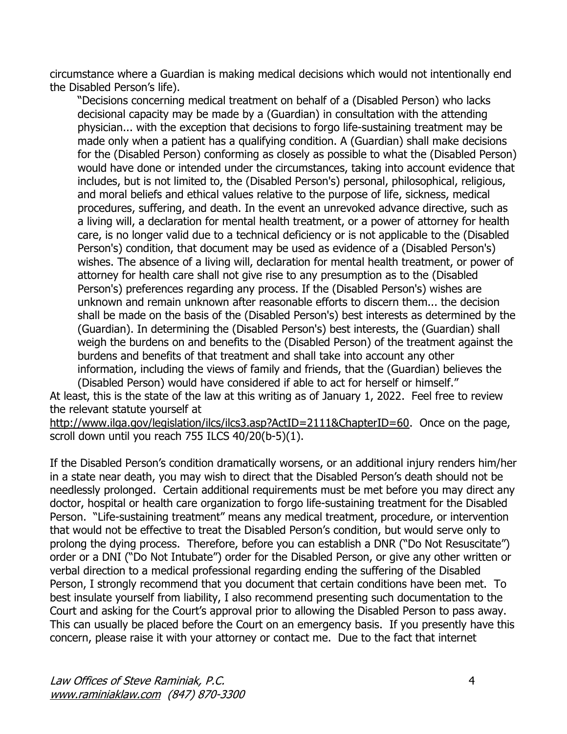circumstance where a Guardian is making medical decisions which would not intentionally end the Disabled Person's life).

> "Decisions concerning medical treatment on behalf of a (Disabled Person) who lacks decisional capacity may be made by a (Guardian) in consultation with the attending physician... with the exception that decisions to forgo life-sustaining treatment may be made only when a patient has a qualifying condition. A (Guardian) shall make decisions for the (Disabled Person) conforming as closely as possible to what the (Disabled Person) would have done or intended under the circumstances, taking into account evidence that includes, but is not limited to, the (Disabled Person's) personal, philosophical, religious, and moral beliefs and ethical values relative to the purpose of life, sickness, medical procedures, suffering, and death. In the event an unrevoked advance directive, such as a living will, a declaration for mental health treatment, or a power of attorney for health care, is no longer valid due to a technical deficiency or is not applicable to the (Disabled Person's) condition, that document may be used as evidence of a (Disabled Person's) wishes. The absence of a living will, declaration for mental health treatment, or power of attorney for health care shall not give rise to any presumption as to the (Disabled Person's) preferences regarding any process. If the (Disabled Person's) wishes are unknown and remain unknown after reasonable efforts to discern them... the decision shall be made on the basis of the (Disabled Person's) best interests as determined by the (Guardian). In determining the (Disabled Person's) best interests, the (Guardian) shall weigh the burdens on and benefits to the (Disabled Person) of the treatment against the burdens and benefits of that treatment and shall take into account any other information, including the views of family and friends, that the (Guardian) believes the (Disabled Person) would have considered if able to act for herself or himself."

At least, this is the state of the law at this writing as of January 1, 2022. Feel free to review the relevant statute yourself at [http://www.ilga.gov/legislation/ilcs/ilcs3.asp?ActID=2111&ChapterID=60](http://www.ilga.gov/legislation/ilcs/ilcs3.asp?ActID=2111&ChapterID=60). Once on the page, scroll down until you reach 755 ILCS 40/20(b-5)(1).

If the Disabled Person's condition dramatically worsens, or an additional injury renders him/her in a state near death, you may wish to direct that the Disabled Person's death should not be needlessly prolonged. Certain additional requirements must be met before you may direct any doctor, hospital or health care organization to forgo life-sustaining treatment for the Disabled Person. "Life-sustaining treatment" means any medical treatment, procedure, or intervention that would not be effective to treat the Disabled Person's condition, but would serve only to prolong the dying process. Therefore, before you can establish a DNR ("Do Not Resuscitate") order or a DNI ("Do Not Intubate") order for the Disabled Person, or give any other written or verbal direction to a medical professional regarding ending the suffering of the Disabled Person, I strongly recommend that you document that certain conditions have been met. To best insulate yourself from liability, I also recommend presenting such documentation to the Court and asking for the Court's approval prior to allowing the Disabled Person to pass away. This can usually be placed before the Court on an emergency basis. If you presently have this concern, please raise it with your attorney or contact me. Due to the fact that internet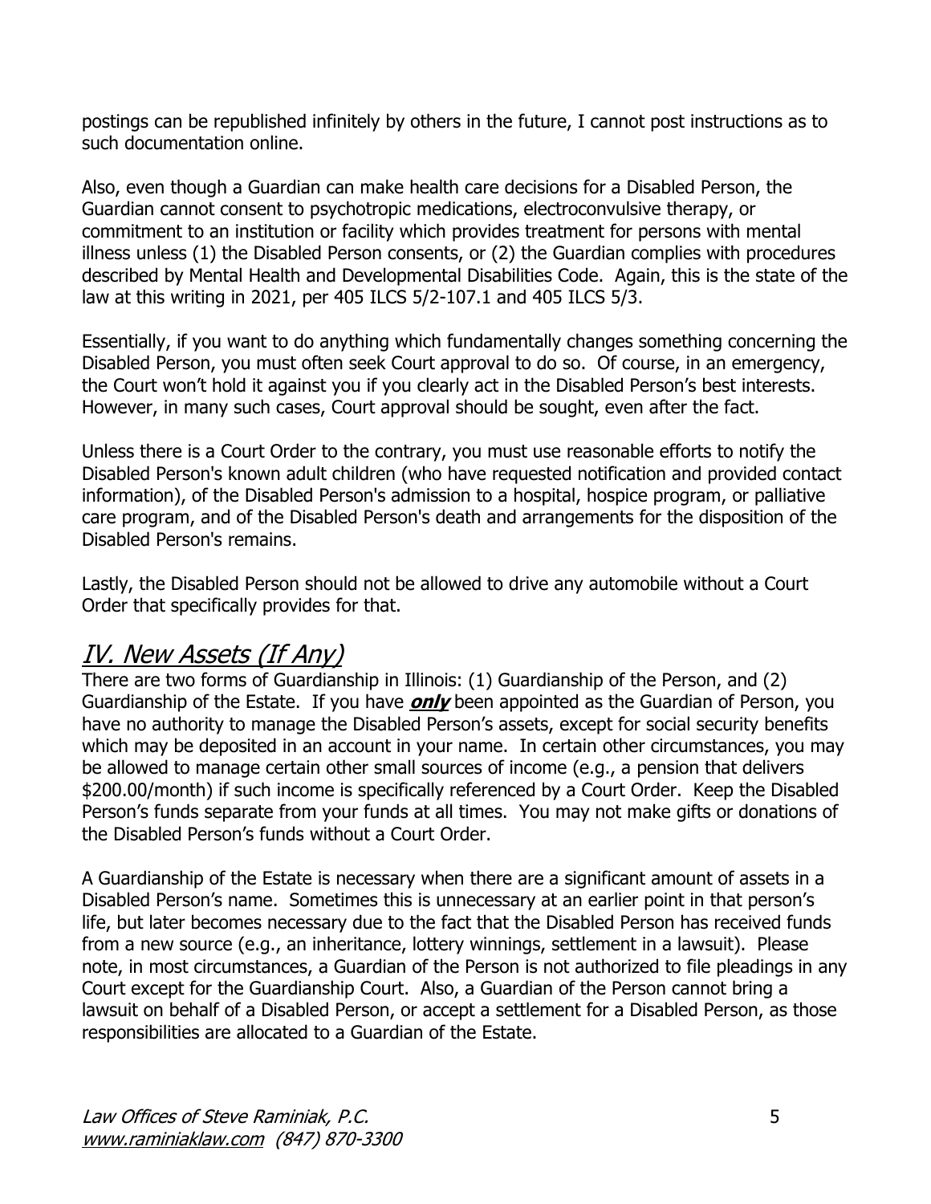postings can be republished infinitely by others in the future, I cannot post instructions as to such documentation online.

Also, even though a Guardian can make health care decisions for a Disabled Person, the Guardian cannot consent to psychotropic medications, electroconvulsive therapy, or commitment to an institution or facility which provides treatment for persons with mental illness unless (1) the Disabled Person consents, or (2) the Guardian complies with procedures described by Mental Health and Developmental Disabilities Code. Again, this is the state of the law at this writing in 2021, per 405 ILCS 5/2-107.1 and 405 ILCS 5/3.

Essentially, if you want to do anything which fundamentally changes something concerning the Disabled Person, you must often seek Court approval to do so. Of course, in an emergency, the Court won't hold it against you if you clearly act in the Disabled Person's best interests. However, in many such cases, Court approval should be sought, even after the fact.

Unless there is a Court Order to the contrary, you must use reasonable efforts to notify the Disabled Person's known adult children (who have requested notification and provided contact information), of the Disabled Person's admission to a hospital, hospice program, or palliative care program, and of the Disabled Person's death and arrangements for the disposition of the Disabled Person's remains.

Lastly, the Disabled Person should not be allowed to drive any automobile without a Court Order that specifically provides for that.

## *IV. New Assets (If Any)*

There are two forms of Guardianship in Illinois: (1) Guardianship of the Person, and (2) Guardianship of the Estate. If you have ***only*** been appointed as the Guardian of Person, you have no authority to manage the Disabled Person's assets, except for social security benefits which may be deposited in an account in your name. In certain other circumstances, you may be allowed to manage certain other small sources of income (e.g., a pension that delivers $200.00/month) if such income is specifically referenced by a Court Order. Keep the Disabled Person's funds separate from your funds at all times. You may not make gifts or donations of the Disabled Person's funds without a Court Order.

A Guardianship of the Estate is necessary when there are a significant amount of assets in a Disabled Person's name. Sometimes this is unnecessary at an earlier point in that person's life, but later becomes necessary due to the fact that the Disabled Person has received funds from a new source (e.g., an inheritance, lottery winnings, settlement in a lawsuit). Please note, in most circumstances, a Guardian of the Person is not authorized to file pleadings in any Court except for the Guardianship Court. Also, a Guardian of the Person cannot bring a lawsuit on behalf of a Disabled Person, or accept a settlement for a Disabled Person, as those responsibilities are allocated to a Guardian of the Estate.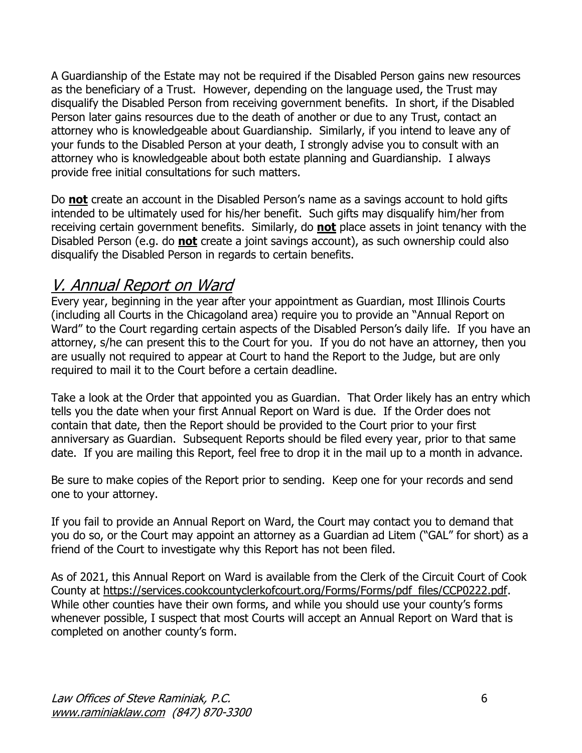A Guardianship of the Estate may not be required if the Disabled Person gains new resources as the beneficiary of a Trust. However, depending on the language used, the Trust may disqualify the Disabled Person from receiving government benefits. In short, if the Disabled Person later gains resources due to the death of another or due to any Trust, contact an attorney who is knowledgeable about Guardianship. Similarly, if you intend to leave any of your funds to the Disabled Person at your death, I strongly advise you to consult with an attorney who is knowledgeable about both estate planning and Guardianship. I always provide free initial consultations for such matters.

Do **not** create an account in the Disabled Person's name as a savings account to hold gifts intended to be ultimately used for his/her benefit. Such gifts may disqualify him/her from receiving certain government benefits. Similarly, do **not** place assets in joint tenancy with the Disabled Person (e.g. do **not** create a joint savings account), as such ownership could also disqualify the Disabled Person in regards to certain benefits.

## *V. Annual Report on Ward*

Every year, beginning in the year after your appointment as Guardian, most Illinois Courts (including all Courts in the Chicagoland area) require you to provide an "Annual Report on Ward" to the Court regarding certain aspects of the Disabled Person's daily life. If you have an attorney, s/he can present this to the Court for you. If you do not have an attorney, then you are usually not required to appear at Court to hand the Report to the Judge, but are only required to mail it to the Court before a certain deadline.

Take a look at the Order that appointed you as Guardian. That Order likely has an entry which tells you the date when your first Annual Report on Ward is due. If the Order does not contain that date, then the Report should be provided to the Court prior to your first anniversary as Guardian. Subsequent Reports should be filed every year, prior to that same date. If you are mailing this Report, feel free to drop it in the mail up to a month in advance.

Be sure to make copies of the Report prior to sending. Keep one for your records and send one to your attorney.

If you fail to provide an Annual Report on Ward, the Court may contact you to demand that you do so, or the Court may appoint an attorney as a Guardian ad Litem ("GAL" for short) as a friend of the Court to investigate why this Report has not been filed.

As of 2021, this Annual Report on Ward is available from the Clerk of the Circuit Court of Cook County at https://services.cookcountyclerkofcourt.org/Forms/Forms/pdf_files/CCP0222.pdf. While other counties have their own forms, and while you should use your county's forms whenever possible, I suspect that most Courts will accept an Annual Report on Ward that is completed on another county's form.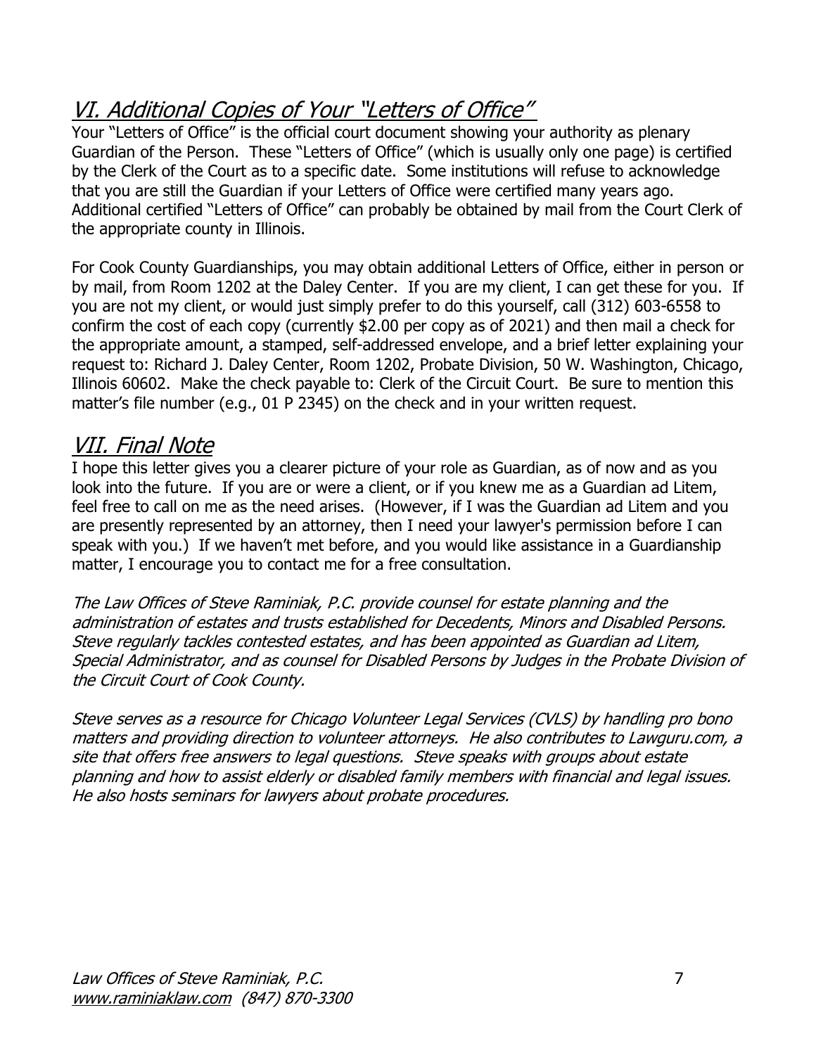## *VI. Additional Copies of Your "Letters of Office"*

Your "Letters of Office" is the official court document showing your authority as plenary Guardian of the Person. These "Letters of Office" (which is usually only one page) is certified by the Clerk of the Court as to a specific date. Some institutions will refuse to acknowledge that you are still the Guardian if your Letters of Office were certified many years ago. Additional certified "Letters of Office" can probably be obtained by mail from the Court Clerk of the appropriate county in Illinois.

For Cook County Guardianships, you may obtain additional Letters of Office, either in person or by mail, from Room 1202 at the Daley Center. If you are my client, I can get these for you. If you are not my client, or would just simply prefer to do this yourself, call (312) 603-6558 to confirm the cost of each copy (currently $2.00 per copy as of 2021) and then mail a check for the appropriate amount, a stamped, self-addressed envelope, and a brief letter explaining your request to: Richard J. Daley Center, Room 1202, Probate Division, 50 W. Washington, Chicago, Illinois 60602. Make the check payable to: Clerk of the Circuit Court. Be sure to mention this matter's file number (e.g., 01 P 2345) on the check and in your written request.

## *VII. Final Note*

I hope this letter gives you a clearer picture of your role as Guardian, as of now and as you look into the future. If you are or were a client, or if you knew me as a Guardian ad Litem, feel free to call on me as the need arises. (However, if I was the Guardian ad Litem and you are presently represented by an attorney, then I need your lawyer's permission before I can speak with you.) If we haven't met before, and you would like assistance in a Guardianship matter, I encourage you to contact me for a free consultation.

*The Law Offices of Steve Raminiak, P.C. provide counsel for estate planning and the administration of estates and trusts established for Decedents, Minors and Disabled Persons. Steve regularly tackles contested estates, and has been appointed as Guardian ad Litem, Special Administrator, and as counsel for Disabled Persons by Judges in the Probate Division of the Circuit Court of Cook County.*

*Steve serves as a resource for Chicago Volunteer Legal Services (CVLS) by handling pro bono matters and providing direction to volunteer attorneys. He also contributes to Lawguru.com, a site that offers free answers to legal questions. Steve speaks with groups about estate planning and how to assist elderly or disabled family members with financial and legal issues. He also hosts seminars for lawyers about probate procedures.*